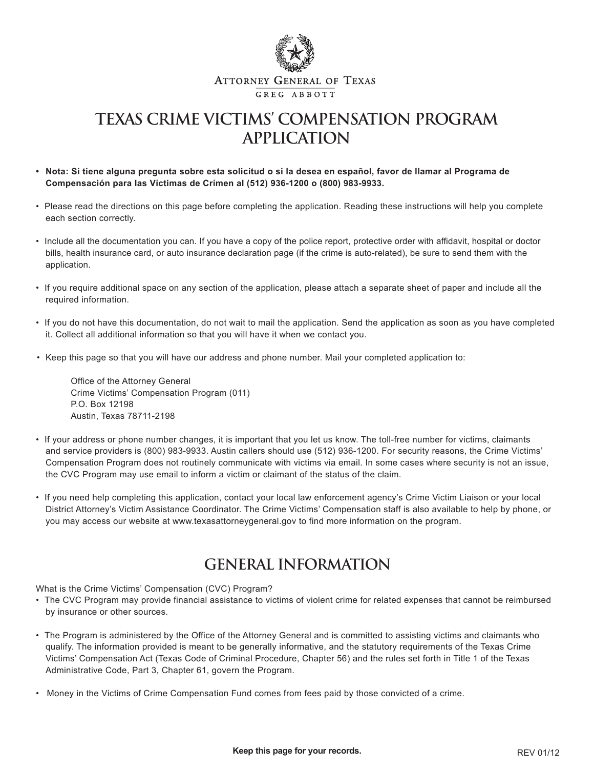Attorney General of Texas

Greg Abbott

# TEXAS CRIME VICTIMS' COMPENSATION PROGRAM APPLICATION

- **Nota: Si tiene alguna pregunta sobre esta solicitud o si la desea en español, favor de llamar al Programa de Compensación para las Víctimas de Crímen al (512) 936-1200 o (800) 983-9933.**
- Please read the directions on this page before completing the application. Reading these instructions will help you complete each section correctly.
- Include all the documentation you can. If you have a copy of the police report, protective order with affidavit, hospital or doctor bills, health insurance card, or auto insurance declaration page (if the crime is auto-related), be sure to send them with the application.
- If you require additional space on any section of the application, please attach a separate sheet of paper and include all the required information.
- If you do not have this documentation, do not wait to mail the application. Send the application as soon as you have completed it. Collect all additional information so that you will have it when we contact you.
- Keep this page so that you will have our address and phone number. Mail your completed application to:

  Office of the Attorney General
  Crime Victims' Compensation Program (011)
  P.O. Box 12198
  Austin, Texas 78711-2198

- If your address or phone number changes, it is important that you let us know. The toll-free number for victims, claimants and service providers is (800) 983-9933. Austin callers should use (512) 936-1200. For security reasons, the Crime Victims' Compensation Program does not routinely communicate with victims via email. In some cases where security is not an issue, the CVC Program may use email to inform a victim or claimant of the status of the claim.
- If you need help completing this application, contact your local law enforcement agency's Crime Victim Liaison or your local District Attorney's Victim Assistance Coordinator. The Crime Victims' Compensation staff is also available to help by phone, or you may access our website at www.texasattorneygeneral.gov to find more information on the program.

## GENERAL INFORMATION

What is the Crime Victims' Compensation (CVC) Program?

- The CVC Program may provide financial assistance to victims of violent crime for related expenses that cannot be reimbursed by insurance or other sources.
- The Program is administered by the Office of the Attorney General and is committed to assisting victims and claimants who qualify. The information provided is meant to be generally informative, and the statutory requirements of the Texas Crime Victims' Compensation Act (Texas Code of Criminal Procedure, Chapter 56) and the rules set forth in Title 1 of the Texas Administrative Code, Part 3, Chapter 61, govern the Program.
- Money in the Victims of Crime Compensation Fund comes from fees paid by those convicted of a crime.

**Keep this page for your records.**

REV 01/12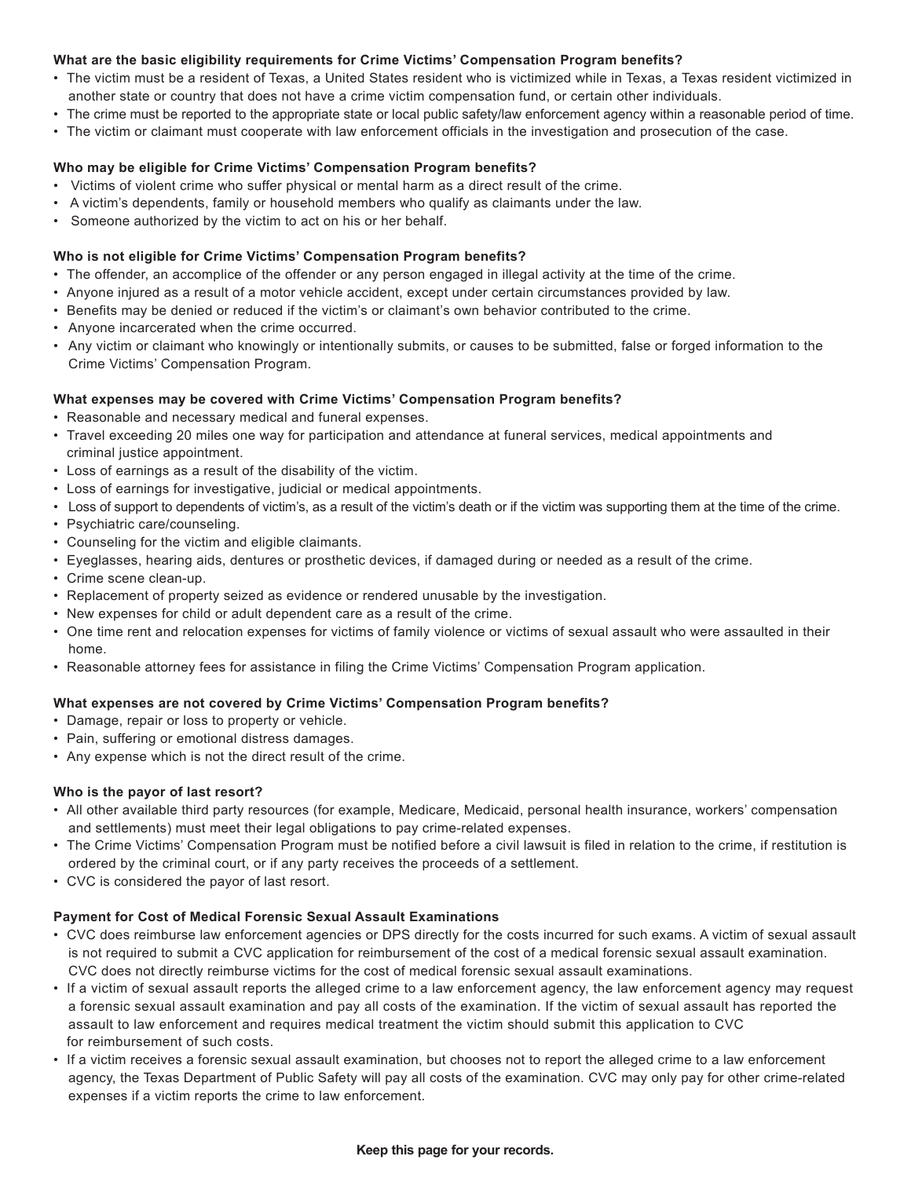### What are the basic eligibility requirements for Crime Victims' Compensation Program benefits?

- The victim must be a resident of Texas, a United States resident who is victimized while in Texas, a Texas resident victimized in another state or country that does not have a crime victim compensation fund, or certain other individuals.
- The crime must be reported to the appropriate state or local public safety/law enforcement agency within a reasonable period of time.
- The victim or claimant must cooperate with law enforcement officials in the investigation and prosecution of the case.

### Who may be eligible for Crime Victims' Compensation Program benefits?

- Victims of violent crime who suffer physical or mental harm as a direct result of the crime.
- A victim's dependents, family or household members who qualify as claimants under the law.
- Someone authorized by the victim to act on his or her behalf.

### Who is not eligible for Crime Victims' Compensation Program benefits?

- The offender, an accomplice of the offender or any person engaged in illegal activity at the time of the crime.
- Anyone injured as a result of a motor vehicle accident, except under certain circumstances provided by law.
- Benefits may be denied or reduced if the victim's or claimant's own behavior contributed to the crime.
- Anyone incarcerated when the crime occurred.
- Any victim or claimant who knowingly or intentionally submits, or causes to be submitted, false or forged information to the Crime Victims' Compensation Program.

### What expenses may be covered with Crime Victims' Compensation Program benefits?

- Reasonable and necessary medical and funeral expenses.
- Travel exceeding 20 miles one way for participation and attendance at funeral services, medical appointments and criminal justice appointment.
- Loss of earnings as a result of the disability of the victim.
- Loss of earnings for investigative, judicial or medical appointments.
- Loss of support to dependents of victim's, as a result of the victim's death or if the victim was supporting them at the time of the crime.
- Psychiatric care/counseling.
- Counseling for the victim and eligible claimants.
- Eyeglasses, hearing aids, dentures or prosthetic devices, if damaged during or needed as a result of the crime.
- Crime scene clean-up.
- Replacement of property seized as evidence or rendered unusable by the investigation.
- New expenses for child or adult dependent care as a result of the crime.
- One time rent and relocation expenses for victims of family violence or victims of sexual assault who were assaulted in their home.
- Reasonable attorney fees for assistance in filing the Crime Victims' Compensation Program application.

### What expenses are not covered by Crime Victims' Compensation Program benefits?

- Damage, repair or loss to property or vehicle.
- Pain, suffering or emotional distress damages.
- Any expense which is not the direct result of the crime.

### Who is the payor of last resort?

- All other available third party resources (for example, Medicare, Medicaid, personal health insurance, workers' compensation and settlements) must meet their legal obligations to pay crime-related expenses.
- The Crime Victims' Compensation Program must be notified before a civil lawsuit is filed in relation to the crime, if restitution is ordered by the criminal court, or if any party receives the proceeds of a settlement.
- CVC is considered the payor of last resort.

### Payment for Cost of Medical Forensic Sexual Assault Examinations

- CVC does reimburse law enforcement agencies or DPS directly for the costs incurred for such exams. A victim of sexual assault is not required to submit a CVC application for reimbursement of the cost of a medical forensic sexual assault examination. CVC does not directly reimburse victims for the cost of medical forensic sexual assault examinations.
- If a victim of sexual assault reports the alleged crime to a law enforcement agency, the law enforcement agency may request a forensic sexual assault examination and pay all costs of the examination. If the victim of sexual assault has reported the assault to law enforcement and requires medical treatment the victim should submit this application to CVC for reimbursement of such costs.
- If a victim receives a forensic sexual assault examination, but chooses not to report the alleged crime to a law enforcement agency, the Texas Department of Public Safety will pay all costs of the examination. CVC may only pay for other crime-related expenses if a victim reports the crime to law enforcement.

**Keep this page for your records.**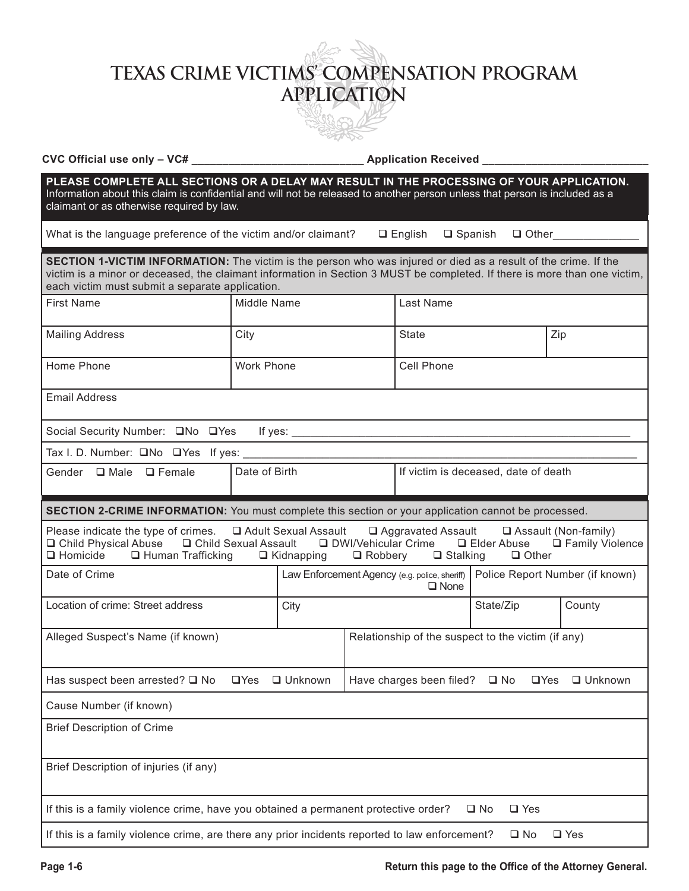# TEXAS CRIME VICTIMS' COMPENSATION PROGRAM APPLICATION

**CVC Official use only – VC# ___________________________ Application Received ___________________________**

**PLEASE COMPLETE ALL SECTIONS OR A DELAY MAY RESULT IN THE PROCESSING OF YOUR APPLICATION.** Information about this claim is confidential and will not be released to another person unless that person is included as a claimant or as otherwise required by law.

What is the language preference of the victim and/or claimant? ❑ English ❑ Spanish ❑ Other______________

**SECTION 1-VICTIM INFORMATION:** The victim is the person who was injured or died as a result of the crime. If the victim is a minor or deceased, the claimant information in Section 3 MUST be completed. If there is more than one victim, each victim must submit a separate application.

| First Name | Middle Name | Last Name | |
|---|---|---|---|
| Mailing Address | City | State | Zip |
| Home Phone | Work Phone | Cell Phone | |
| Email Address | | | |
| Social Security Number: ❑No ❑Yes If yes: ___________________________ | | | |
| Tax I. D. Number: ❑No ❑Yes If yes: ___________________________ | | | |
| Gender ❑ Male ❑ Female | Date of Birth | If victim is deceased, date of death | |

**SECTION 2-CRIME INFORMATION:** You must complete this section or your application cannot be processed.

Please indicate the type of crimes. ❑ Adult Sexual Assault ❑ Aggravated Assault ❑ Assault (Non-family) ❑ Child Physical Abuse ❑ Child Sexual Assault ❑ DWI/Vehicular Crime ❑ Elder Abuse ❑ Family Violence ❑ Homicide ❑ Human Trafficking ❑ Kidnapping ❑ Robbery ❑ Stalking ❑ Other

| Date of Crime | Law Enforcement Agency (e.g. police, sheriff) ❑ None | Police Report Number (if known) | |
|---|---|---|---|
| Location of crime: Street address | City | State/Zip | County |

| Alleged Suspect's Name (if known) | Relationship of the suspect to the victim (if any) |
|---|---|
| Has suspect been arrested? ❑ No ❑Yes ❑ Unknown | Have charges been filed? ❑ No ❑Yes ❑ Unknown |
| Cause Number (if known) | |
| Brief Description of Crime | |
| Brief Description of injuries (if any) | |
| If this is a family violence crime, have you obtained a permanent protective order? ❑ No ❑ Yes | |
| If this is a family violence crime, are there any prior incidents reported to law enforcement? ❑ No ❑ Yes | |

**Return this page to the Office of the Attorney General.**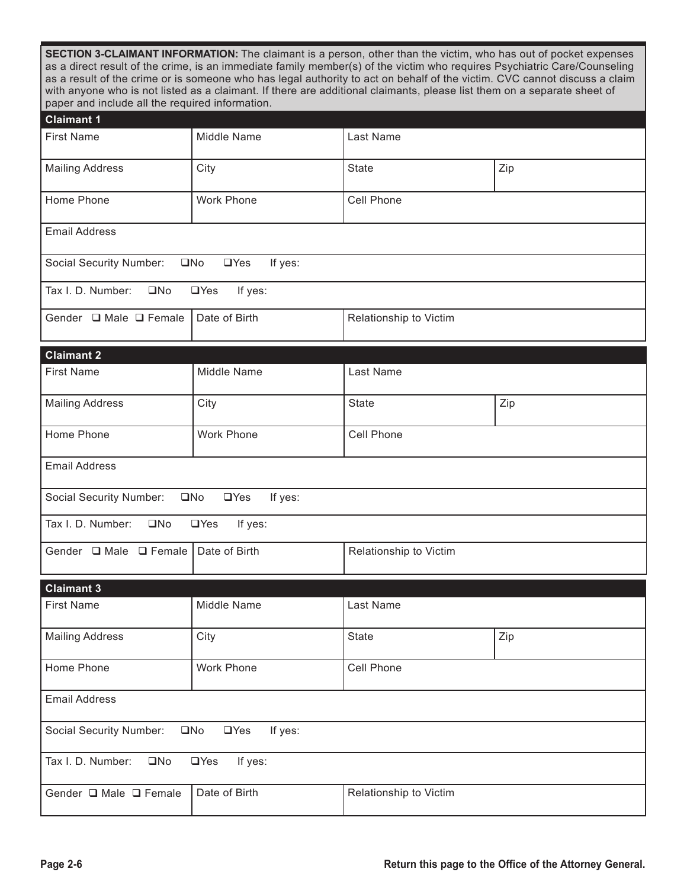**SECTION 3-CLAIMANT INFORMATION:** The claimant is a person, other than the victim, who has out of pocket expenses as a direct result of the crime, is an immediate family member(s) of the victim who requires Psychiatric Care/Counseling as a result of the crime or is someone who has legal authority to act on behalf of the victim. CVC cannot discuss a claim with anyone who is not listed as a claimant. If there are additional claimants, please list them on a separate sheet of paper and include all the required information.

**Claimant 1**

| First Name | Middle Name | Last Name | |
|---|---|---|---|
| Mailing Address | City | State | Zip |
| Home Phone | Work Phone | Cell Phone | |
| Email Address | | | |
| Social Security Number: ❑No ❑Yes If yes: | | | |
| Tax I. D. Number: ❑No ❑Yes If yes: | | | |
| Gender ❑ Male ❑ Female | Date of Birth | Relationship to Victim | |

**Claimant 2**

| First Name | Middle Name | Last Name | |
|---|---|---|---|
| Mailing Address | City | State | Zip |
| Home Phone | Work Phone | Cell Phone | |
| Email Address | | | |
| Social Security Number: ❑No ❑Yes If yes: | | | |
| Tax I. D. Number: ❑No ❑Yes If yes: | | | |
| Gender ❑ Male ❑ Female | Date of Birth | Relationship to Victim | |

**Claimant 3**

| First Name | Middle Name | Last Name | |
|---|---|---|---|
| Mailing Address | City | State | Zip |
| Home Phone | Work Phone | Cell Phone | |
| Email Address | | | |
| Social Security Number: ❑No ❑Yes If yes: | | | |
| Tax I. D. Number: ❑No ❑Yes If yes: | | | |
| Gender ❑ Male ❑ Female | Date of Birth | Relationship to Victim | |

**Return this page to the Office of the Attorney General.**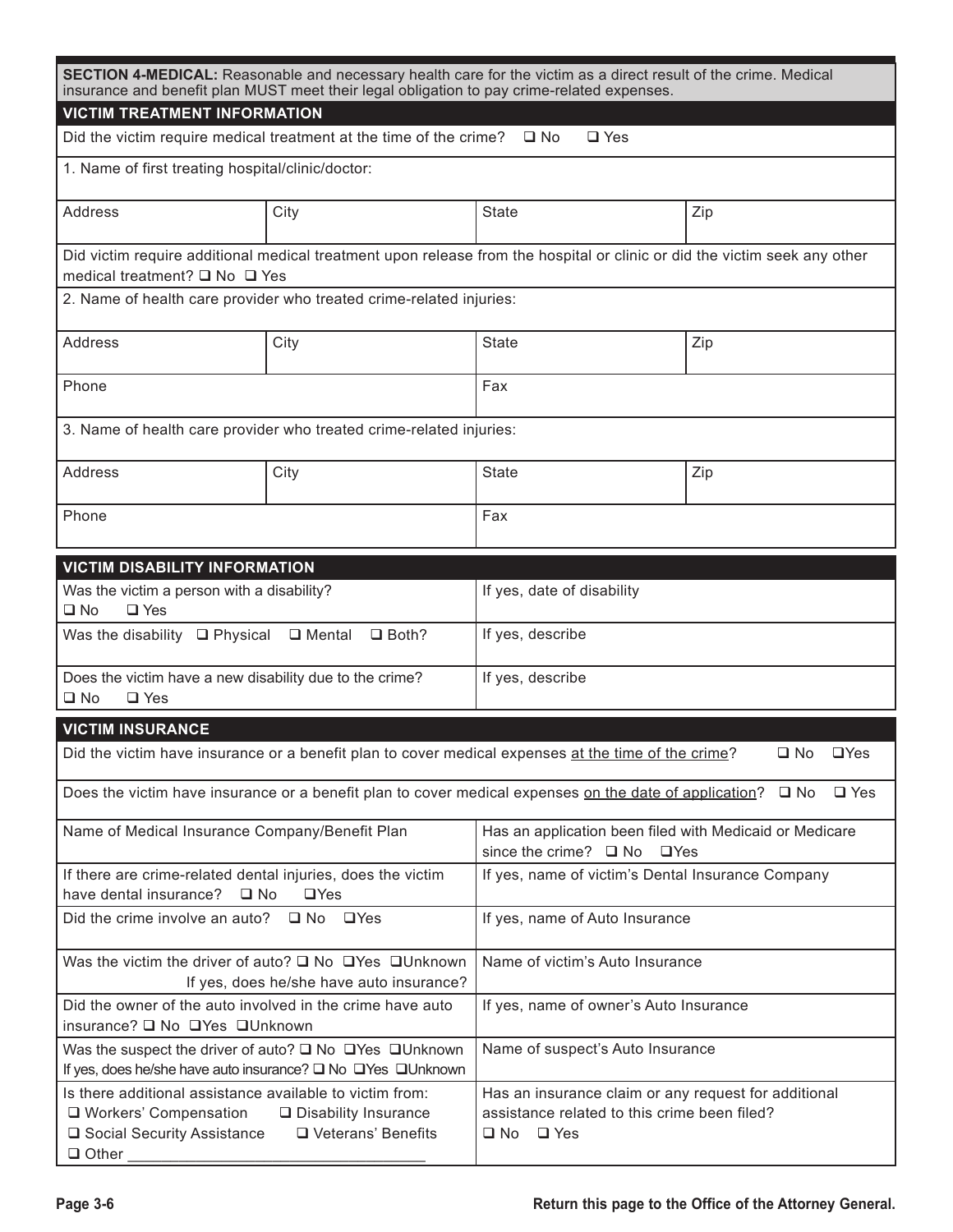**SECTION 4-MEDICAL:** Reasonable and necessary health care for the victim as a direct result of the crime. Medical insurance and benefit plan MUST meet their legal obligation to pay crime-related expenses.

## VICTIM TREATMENT INFORMATION

Did the victim require medical treatment at the time of the crime? ❑ No ❑ Yes

| 1. Name of first treating hospital/clinic/doctor: | | | |
|---|---|---|---|
| Address | City | State | Zip |

Did victim require additional medical treatment upon release from the hospital or clinic or did the victim seek any other medical treatment? ❑ No ❑ Yes

| 2. Name of health care provider who treated crime-related injuries: | | | |
|---|---|---|---|
| Address | City | State | Zip |
| Phone | | Fax | |

| 3. Name of health care provider who treated crime-related injuries: | | | |
|---|---|---|---|
| Address | City | State | Zip |
| Phone | | Fax | |

## VICTIM DISABILITY INFORMATION

| | |
|---|---|
| Was the victim a person with a disability? ❑ No ❑ Yes | If yes, date of disability |
| Was the disability ❑ Physical ❑ Mental ❑ Both? | If yes, describe |
| Does the victim have a new disability due to the crime? ❑ No ❑ Yes | If yes, describe |

## VICTIM INSURANCE

Did the victim have insurance or a benefit plan to cover medical expenses <u>at the time of the crime</u>? ❑ No ❑ Yes

Does the victim have insurance or a benefit plan to cover medical expenses <u>on the date of application</u>? ❑ No ❑ Yes

| | |
|---|---|
| Name of Medical Insurance Company/Benefit Plan | Has an application been filed with Medicaid or Medicare since the crime? ❑ No ❑ Yes |
| If there are crime-related dental injuries, does the victim have dental insurance? ❑ No ❑ Yes | If yes, name of victim's Dental Insurance Company |
| Did the crime involve an auto? ❑ No ❑ Yes | If yes, name of Auto Insurance |
| Was the victim the driver of auto? ❑ No ❑ Yes ❑ Unknown If yes, does he/she have auto insurance? | Name of victim's Auto Insurance |
| Did the owner of the auto involved in the crime have auto insurance? ❑ No ❑ Yes ❑ Unknown | If yes, name of owner's Auto Insurance |
| Was the suspect the driver of auto? ❑ No ❑ Yes ❑ Unknown If yes, does he/she have auto insurance? ❑ No ❑ Yes ❑ Unknown | Name of suspect's Auto Insurance |
| Is there additional assistance available to victim from: ❑ Workers' Compensation ❑ Disability Insurance ❑ Social Security Assistance ❑ Veterans' Benefits ❑ Other ____________________ | Has an insurance claim or any request for additional assistance related to this crime been filed? ❑ No ❑ Yes |

**Return this page to the Office of the Attorney General.**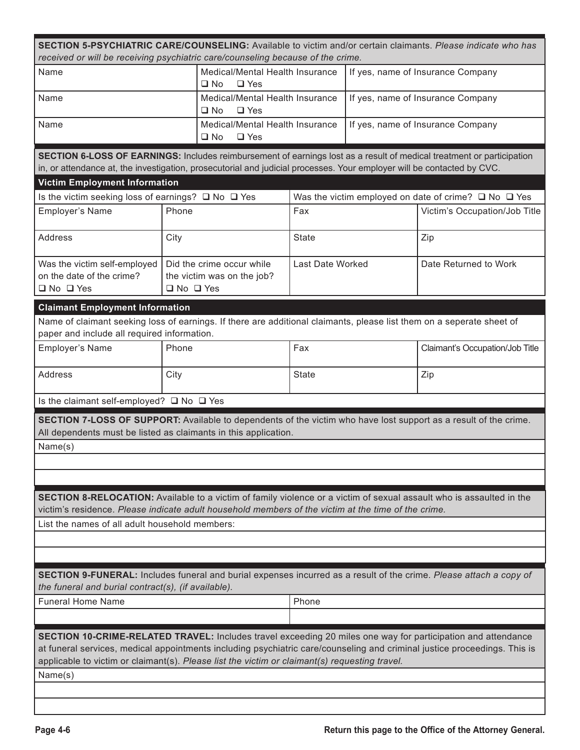**SECTION 5-PSYCHIATRIC CARE/COUNSELING:** Available to victim and/or certain claimants. *Please indicate who has received or will be receiving psychiatric care/counseling because of the crime.*

| Name | Medical/Mental Health Insurance ❑ No ❑ Yes | If yes, name of Insurance Company |
|---|---|---|
| Name | Medical/Mental Health Insurance ❑ No ❑ Yes | If yes, name of Insurance Company |
| Name | Medical/Mental Health Insurance ❑ No ❑ Yes | If yes, name of Insurance Company |

**SECTION 6-LOSS OF EARNINGS:** Includes reimbursement of earnings lost as a result of medical treatment or participation in, or attendance at, the investigation, prosecutorial and judicial processes. Your employer will be contacted by CVC.

**Victim Employment Information**

| Is the victim seeking loss of earnings? ❑ No ❑ Yes | | Was the victim employed on date of crime? ❑ No ❑ Yes | |
|---|---|---|---|
| Employer's Name | Phone | Fax | Victim's Occupation/Job Title |
| Address | City | State | Zip |
| Was the victim self-employed on the date of the crime? ❑ No ❑ Yes | Did the crime occur while the victim was on the job? ❑ No ❑ Yes | Last Date Worked | Date Returned to Work |

**Claimant Employment Information**

Name of claimant seeking loss of earnings. If there are additional claimants, please list them on a seperate sheet of paper and include all required information.

| Employer's Name | Phone | Fax | Claimant's Occupation/Job Title |
|---|---|---|---|
| Address | City | State | Zip |

Is the claimant self-employed? ❑ No ❑ Yes

**SECTION 7-LOSS OF SUPPORT:** Available to dependents of the victim who have lost support as a result of the crime. All dependents must be listed as claimants in this application.

Name(s)

**SECTION 8-RELOCATION:** Available to a victim of family violence or a victim of sexual assault who is assaulted in the victim's residence. *Please indicate adult household members of the victim at the time of the crime.*

List the names of all adult household members:

**SECTION 9-FUNERAL:** Includes funeral and burial expenses incurred as a result of the crime. *Please attach a copy of the funeral and burial contract(s), (if available).*

| Funeral Home Name | Phone |
|---|---|
| | |

**SECTION 10-CRIME-RELATED TRAVEL:** Includes travel exceeding 20 miles one way for participation and attendance at funeral services, medical appointments including psychiatric care/counseling and criminal justice proceedings. This is applicable to victim or claimant(s). *Please list the victim or claimant(s) requesting travel.*

Name(s)

**Return this page to the Office of the Attorney General.**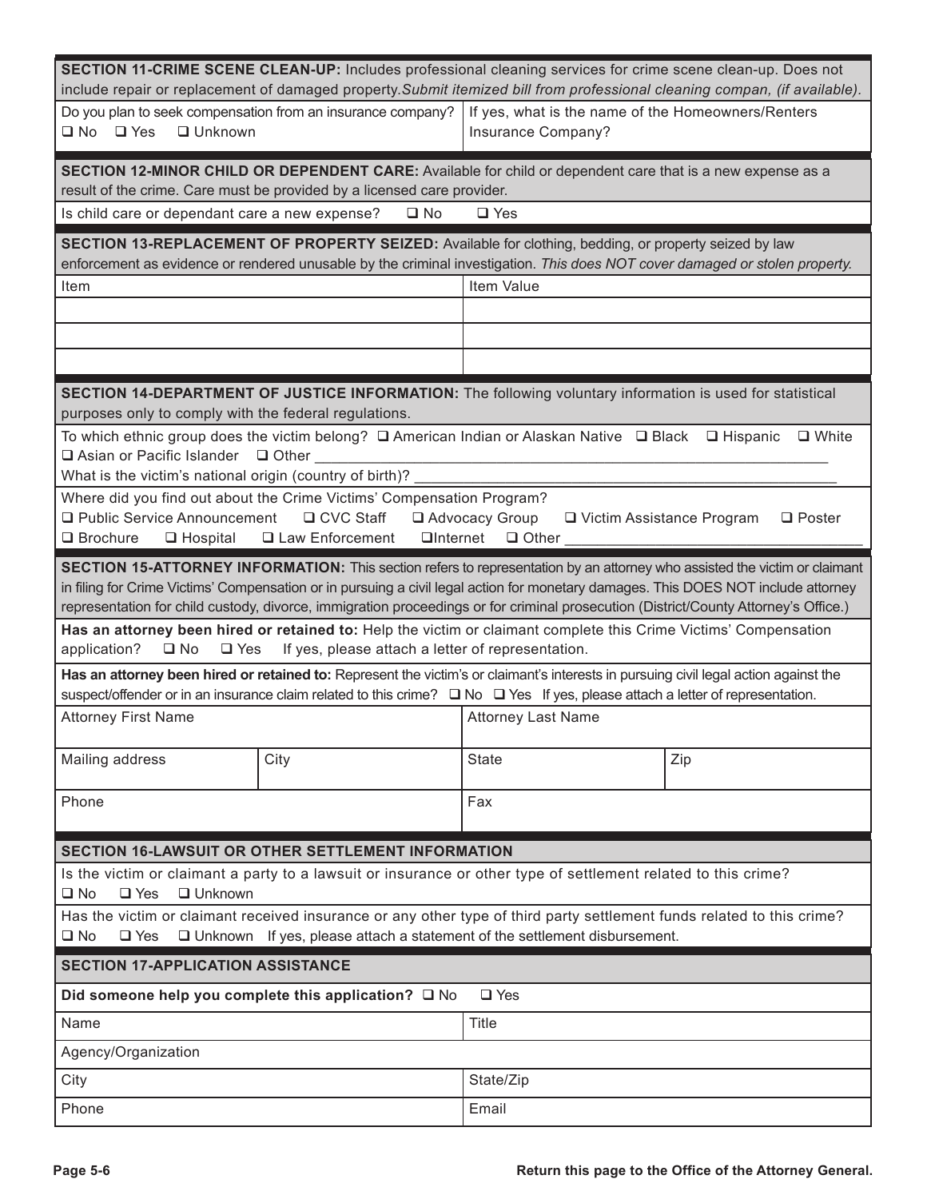**SECTION 11-CRIME SCENE CLEAN-UP:** Includes professional cleaning services for crime scene clean-up. Does not include repair or replacement of damaged property.*Submit itemized bill from professional cleaning compan, (if available).*

| Do you plan to seek compensation from an insurance company? ❑ No ❑ Yes ❑ Unknown | If yes, what is the name of the Homeowners/Renters Insurance Company? |
|---|---|

**SECTION 12-MINOR CHILD OR DEPENDENT CARE:** Available for child or dependent care that is a new expense as a result of the crime. Care must be provided by a licensed care provider.

Is child care or dependant care a new expense? ❑ No ❑ Yes

**SECTION 13-REPLACEMENT OF PROPERTY SEIZED:** Available for clothing, bedding, or property seized by law enforcement as evidence or rendered unusable by the criminal investigation. *This does NOT cover damaged or stolen property.*

| Item | Item Value |
|---|---|
| | |
| | |
| | |

**SECTION 14-DEPARTMENT OF JUSTICE INFORMATION:** The following voluntary information is used for statistical purposes only to comply with the federal regulations.

To which ethnic group does the victim belong? ❑ American Indian or Alaskan Native ❑ Black ❑ Hispanic ❑ White ❑ Asian or Pacific Islander ❑ Other ____________________

What is the victim's national origin (country of birth)? ____________________

Where did you find out about the Crime Victims' Compensation Program?
❑ Public Service Announcement ❑ CVC Staff ❑ Advocacy Group ❑ Victim Assistance Program ❑ Poster ❑ Brochure ❑ Hospital ❑ Law Enforcement ❑Internet ❑ Other ____________________

**SECTION 15-ATTORNEY INFORMATION:** This section refers to representation by an attorney who assisted the victim or claimant in filing for Crime Victims' Compensation or in pursuing a civil legal action for monetary damages. This DOES NOT include attorney representation for child custody, divorce, immigration proceedings or for criminal prosecution (District/County Attorney's Office.)

**Has an attorney been hired or retained to:** Help the victim or claimant complete this Crime Victims' Compensation application? ❑ No ❑ Yes If yes, please attach a letter of representation.

**Has an attorney been hired or retained to:** Represent the victim's or claimant's interests in pursuing civil legal action against the suspect/offender or in an insurance claim related to this crime? ❑ No ❑ Yes If yes, please attach a letter of representation.

| Attorney First Name | | Attorney Last Name | |
|---|---|---|---|
| Mailing address | City | State | Zip |
| Phone | | Fax | |

**SECTION 16-LAWSUIT OR OTHER SETTLEMENT INFORMATION**

Is the victim or claimant a party to a lawsuit or insurance or other type of settlement related to this crime?
❑ No ❑ Yes ❑ Unknown

Has the victim or claimant received insurance or any other type of third party settlement funds related to this crime?
❑ No ❑ Yes ❑ Unknown If yes, please attach a statement of the settlement disbursement.

**SECTION 17-APPLICATION ASSISTANCE**

**Did someone help you complete this application?** ❑ No ❑ Yes

| Name | Title |
|---|---|
| Agency/Organization | |
| City | State/Zip |
| Phone | Email |

Return this page to the Office of the Attorney General.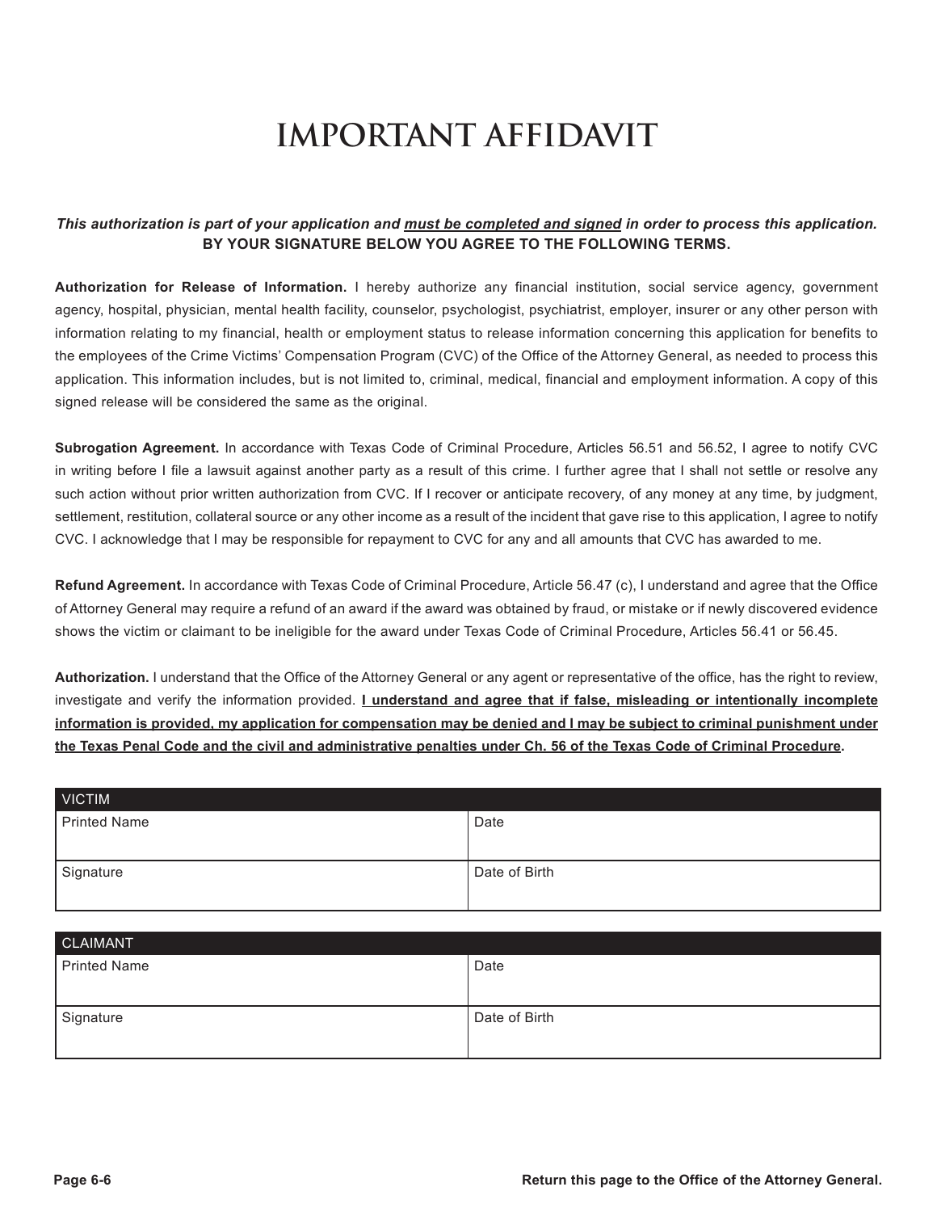# IMPORTANT AFFIDAVIT

***This authorization is part of your application and <u>must be completed and signed</u> in order to process this application.***
**BY YOUR SIGNATURE BELOW YOU AGREE TO THE FOLLOWING TERMS.**

**Authorization for Release of Information.** I hereby authorize any financial institution, social service agency, government agency, hospital, physician, mental health facility, counselor, psychologist, psychiatrist, employer, insurer or any other person with information relating to my financial, health or employment status to release information concerning this application for benefits to the employees of the Crime Victims' Compensation Program (CVC) of the Office of the Attorney General, as needed to process this application. This information includes, but is not limited to, criminal, medical, financial and employment information. A copy of this signed release will be considered the same as the original.

**Subrogation Agreement.** In accordance with Texas Code of Criminal Procedure, Articles 56.51 and 56.52, I agree to notify CVC in writing before I file a lawsuit against another party as a result of this crime. I further agree that I shall not settle or resolve any such action without prior written authorization from CVC. If I recover or anticipate recovery, of any money at any time, by judgment, settlement, restitution, collateral source or any other income as a result of the incident that gave rise to this application, I agree to notify CVC. I acknowledge that I may be responsible for repayment to CVC for any and all amounts that CVC has awarded to me.

**Refund Agreement.** In accordance with Texas Code of Criminal Procedure, Article 56.47 (c), I understand and agree that the Office of Attorney General may require a refund of an award if the award was obtained by fraud, or mistake or if newly discovered evidence shows the victim or claimant to be ineligible for the award under Texas Code of Criminal Procedure, Articles 56.41 or 56.45.

**Authorization.** I understand that the Office of the Attorney General or any agent or representative of the office, has the right to review, investigate and verify the information provided. **<u>I understand and agree that if false, misleading or intentionally incomplete information is provided, my application for compensation may be denied and I may be subject to criminal punishment under the Texas Penal Code and the civil and administrative penalties under Ch. 56 of the Texas Code of Criminal Procedure</u>.**

| VICTIM | |
|---|---|
| Printed Name | Date |
| Signature | Date of Birth |

| CLAIMANT | |
|---|---|
| Printed Name | Date |
| Signature | Date of Birth |

**Return this page to the Office of the Attorney General.**